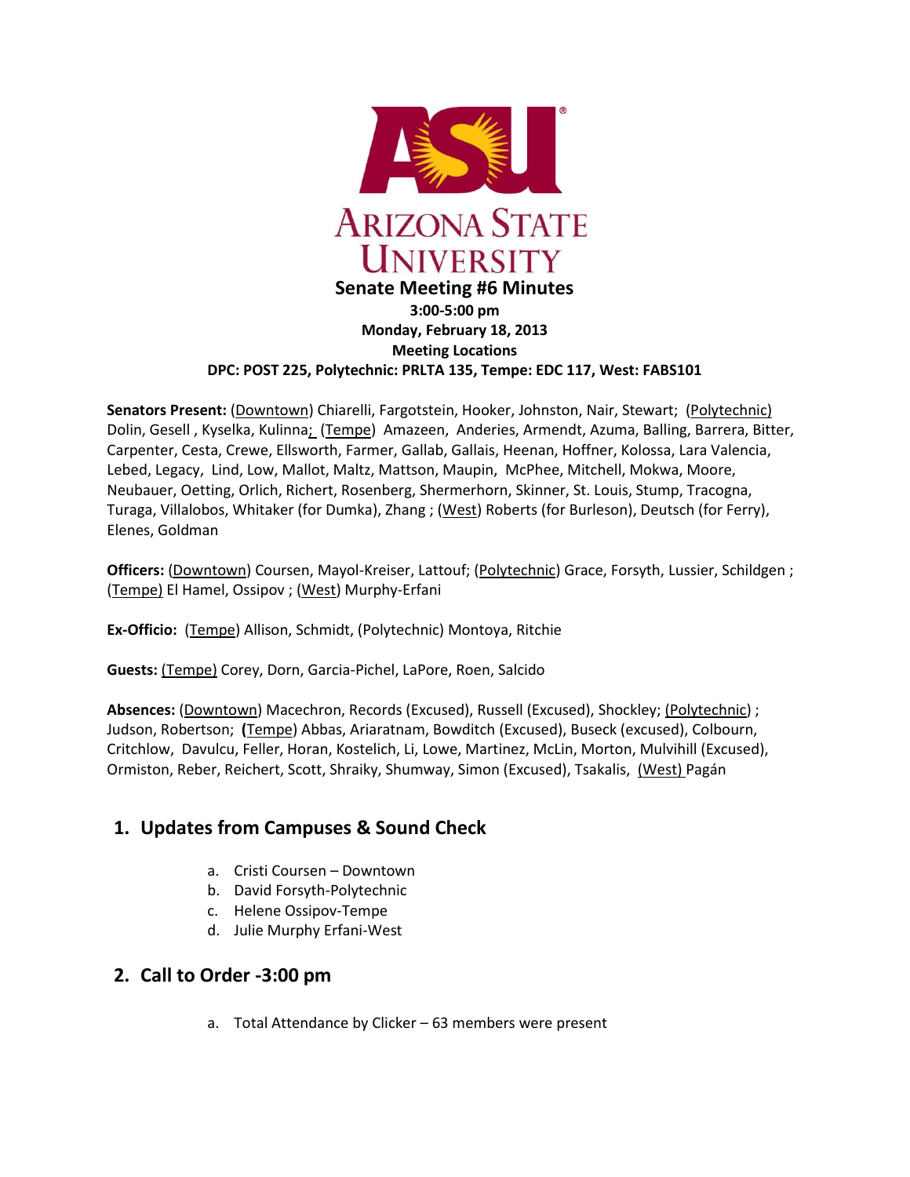# Senate Meeting #6 Minutes

**3:00-5:00 pm**
**Monday, February 18, 2013**
**Meeting Locations**
**DPC: POST 225, Polytechnic: PRLTA 135, Tempe: EDC 117, West: FABS101**

**Senators Present:** (Downtown) Chiarelli, Fargotstein, Hooker, Johnston, Nair, Stewart; (Polytechnic) Dolin, Gesell , Kyselka, Kulinna; (Tempe) Amazeen, Anderies, Armendt, Azuma, Balling, Barrera, Bitter, Carpenter, Cesta, Crewe, Ellsworth, Farmer, Gallab, Gallais, Heenan, Hoffner, Kolossa, Lara Valencia, Lebed, Legacy, Lind, Low, Mallot, Maltz, Mattson, Maupin, McPhee, Mitchell, Mokwa, Moore, Neubauer, Oetting, Orlich, Richert, Rosenberg, Shermerhorn, Skinner, St. Louis, Stump, Tracogna, Turaga, Villalobos, Whitaker (for Dumka), Zhang ; (West) Roberts (for Burleson), Deutsch (for Ferry), Elenes, Goldman

**Officers:** (Downtown) Coursen, Mayol-Kreiser, Lattouf; (Polytechnic) Grace, Forsyth, Lussier, Schildgen ; (Tempe) El Hamel, Ossipov ; (West) Murphy-Erfani

**Ex-Officio:** (Tempe) Allison, Schmidt, (Polytechnic) Montoya, Ritchie

**Guests:** (Tempe) Corey, Dorn, Garcia-Pichel, LaPore, Roen, Salcido

**Absences:** (Downtown) Macechron, Records (Excused), Russell (Excused), Shockley; (Polytechnic) ; Judson, Robertson; (Tempe) Abbas, Ariaratnam, Bowditch (Excused), Buseck (excused), Colbourn, Critchlow, Davulcu, Feller, Horan, Kostelich, Li, Lowe, Martinez, McLin, Morton, Mulvihill (Excused), Ormiston, Reber, Reichert, Scott, Shraiky, Shumway, Simon (Excused), Tsakalis, (West) Pagán

## 1. Updates from Campuses & Sound Check

a. Cristi Coursen – Downtown
b. David Forsyth-Polytechnic
c. Helene Ossipov-Tempe
d. Julie Murphy Erfani-West

## 2. Call to Order -3:00 pm

a. Total Attendance by Clicker – 63 members were present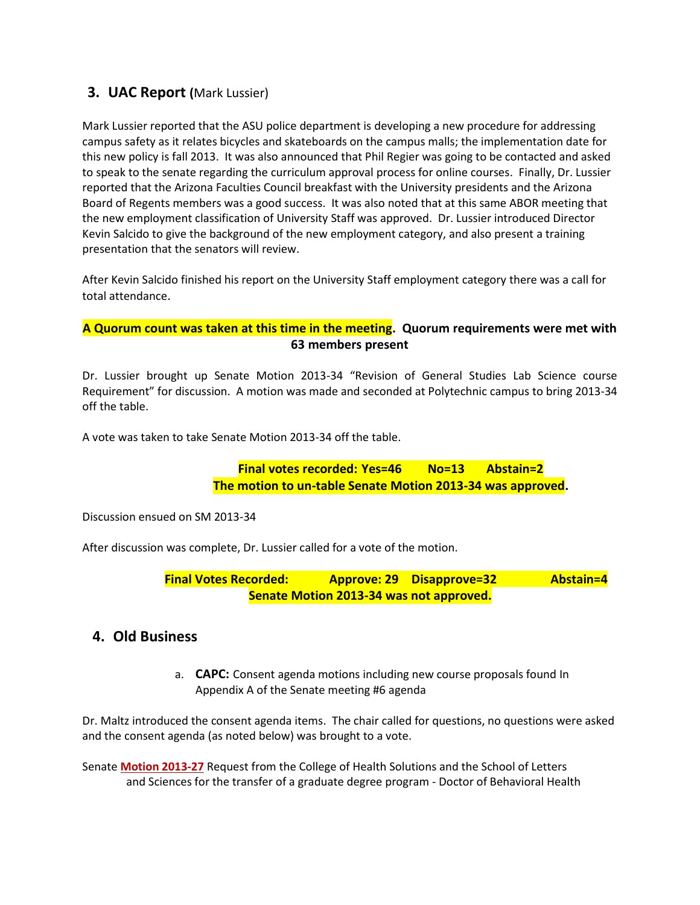## 3. UAC Report (Mark Lussier)

Mark Lussier reported that the ASU police department is developing a new procedure for addressing campus safety as it relates bicycles and skateboards on the campus malls; the implementation date for this new policy is fall 2013. It was also announced that Phil Regier was going to be contacted and asked to speak to the senate regarding the curriculum approval process for online courses. Finally, Dr. Lussier reported that the Arizona Faculties Council breakfast with the University presidents and the Arizona Board of Regents members was a good success. It was also noted that at this same ABOR meeting that the new employment classification of University Staff was approved. Dr. Lussier introduced Director Kevin Salcido to give the background of the new employment category, and also present a training presentation that the senators will review.

After Kevin Salcido finished his report on the University Staff employment category there was a call for total attendance.

**A Quorum count was taken at this time in the meeting. Quorum requirements were met with 63 members present**

Dr. Lussier brought up Senate Motion 2013-34 "Revision of General Studies Lab Science course Requirement" for discussion. A motion was made and seconded at Polytechnic campus to bring 2013-34 off the table.

A vote was taken to take Senate Motion 2013-34 off the table.

**Final votes recorded: Yes=46 No=13 Abstain=2**
**The motion to un-table Senate Motion 2013-34 was approved.**

Discussion ensued on SM 2013-34

After discussion was complete, Dr. Lussier called for a vote of the motion.

**Final Votes Recorded: Approve: 29 Disapprove=32 Abstain=4**
**Senate Motion 2013-34 was not approved.**

## 4. Old Business

a. **CAPC:** Consent agenda motions including new course proposals found In Appendix A of the Senate meeting #6 agenda

Dr. Maltz introduced the consent agenda items. The chair called for questions, no questions were asked and the consent agenda (as noted below) was brought to a vote.

Senate **Motion 2013-27** Request from the College of Health Solutions and the School of Letters and Sciences for the transfer of a graduate degree program - Doctor of Behavioral Health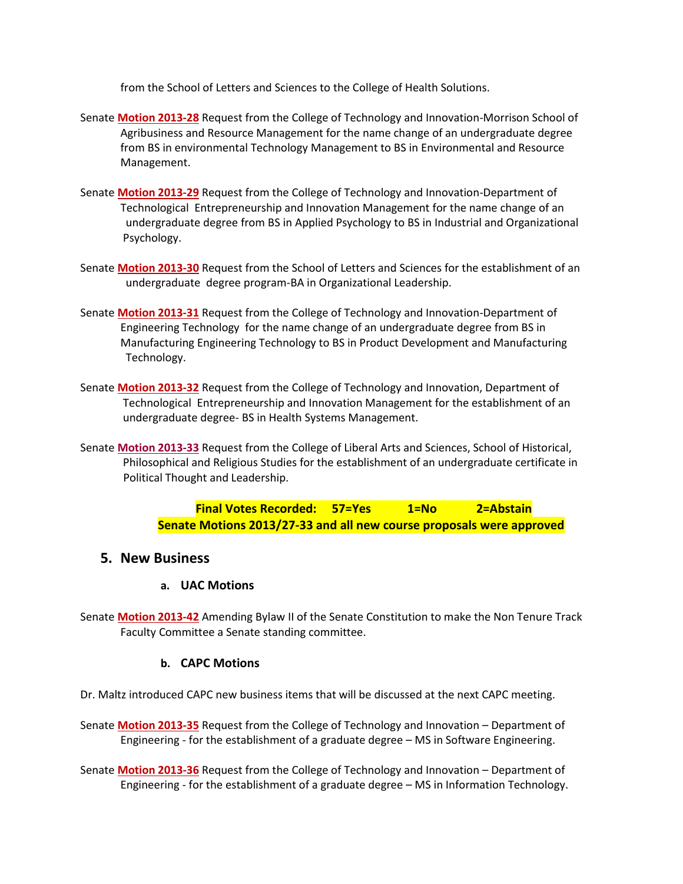from the School of Letters and Sciences to the College of Health Solutions.

Senate **Motion 2013-28** Request from the College of Technology and Innovation-Morrison School of Agribusiness and Resource Management for the name change of an undergraduate degree from BS in environmental Technology Management to BS in Environmental and Resource Management.

Senate **Motion 2013-29** Request from the College of Technology and Innovation-Department of Technological Entrepreneurship and Innovation Management for the name change of an undergraduate degree from BS in Applied Psychology to BS in Industrial and Organizational Psychology.

Senate **Motion 2013-30** Request from the School of Letters and Sciences for the establishment of an undergraduate degree program-BA in Organizational Leadership.

Senate **Motion 2013-31** Request from the College of Technology and Innovation-Department of Engineering Technology for the name change of an undergraduate degree from BS in Manufacturing Engineering Technology to BS in Product Development and Manufacturing Technology.

Senate **Motion 2013-32** Request from the College of Technology and Innovation, Department of Technological Entrepreneurship and Innovation Management for the establishment of an undergraduate degree- BS in Health Systems Management.

Senate **Motion 2013-33** Request from the College of Liberal Arts and Sciences, School of Historical, Philosophical and Religious Studies for the establishment of an undergraduate certificate in Political Thought and Leadership.

**Final Votes Recorded: 57=Yes 1=No 2=Abstain**
**Senate Motions 2013/27-33 and all new course proposals were approved**

## 5. New Business

### a. UAC Motions

Senate **Motion 2013-42** Amending Bylaw II of the Senate Constitution to make the Non Tenure Track Faculty Committee a Senate standing committee.

### b. CAPC Motions

Dr. Maltz introduced CAPC new business items that will be discussed at the next CAPC meeting.

Senate **Motion 2013-35** Request from the College of Technology and Innovation – Department of Engineering - for the establishment of a graduate degree – MS in Software Engineering.

Senate **Motion 2013-36** Request from the College of Technology and Innovation – Department of Engineering - for the establishment of a graduate degree – MS in Information Technology.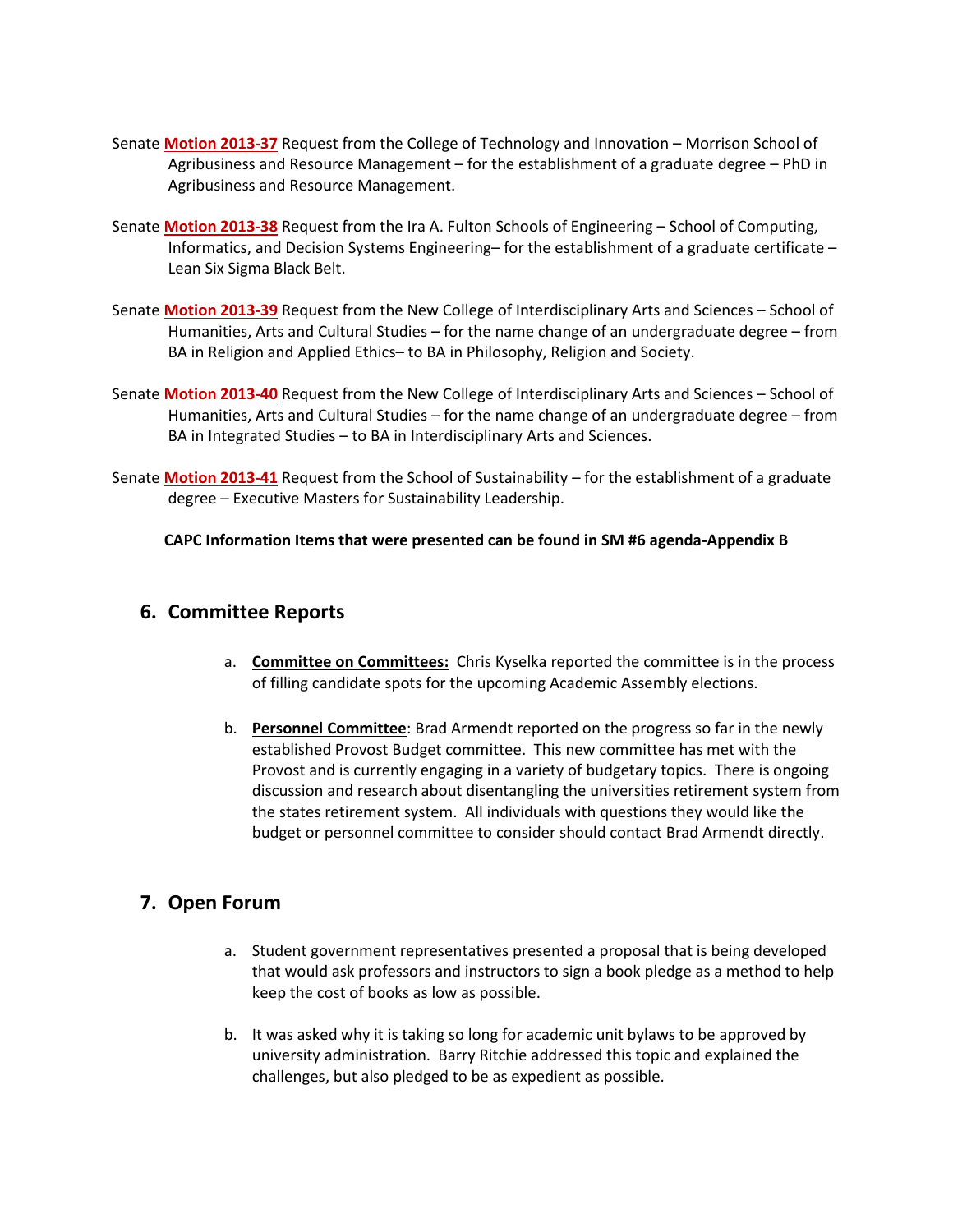Senate **Motion 2013-37** Request from the College of Technology and Innovation – Morrison School of Agribusiness and Resource Management – for the establishment of a graduate degree – PhD in Agribusiness and Resource Management.

Senate **Motion 2013-38** Request from the Ira A. Fulton Schools of Engineering – School of Computing, Informatics, and Decision Systems Engineering– for the establishment of a graduate certificate – Lean Six Sigma Black Belt.

Senate **Motion 2013-39** Request from the New College of Interdisciplinary Arts and Sciences – School of Humanities, Arts and Cultural Studies – for the name change of an undergraduate degree – from BA in Religion and Applied Ethics– to BA in Philosophy, Religion and Society.

Senate **Motion 2013-40** Request from the New College of Interdisciplinary Arts and Sciences – School of Humanities, Arts and Cultural Studies – for the name change of an undergraduate degree – from BA in Integrated Studies – to BA in Interdisciplinary Arts and Sciences.

Senate **Motion 2013-41** Request from the School of Sustainability – for the establishment of a graduate degree – Executive Masters for Sustainability Leadership.

**CAPC Information Items that were presented can be found in SM #6 agenda-Appendix B**

## 6. Committee Reports

a. **Committee on Committees:** Chris Kyselka reported the committee is in the process of filling candidate spots for the upcoming Academic Assembly elections.

b. **Personnel Committee**: Brad Armendt reported on the progress so far in the newly established Provost Budget committee. This new committee has met with the Provost and is currently engaging in a variety of budgetary topics. There is ongoing discussion and research about disentangling the universities retirement system from the states retirement system. All individuals with questions they would like the budget or personnel committee to consider should contact Brad Armendt directly.

## 7. Open Forum

a. Student government representatives presented a proposal that is being developed that would ask professors and instructors to sign a book pledge as a method to help keep the cost of books as low as possible.

b. It was asked why it is taking so long for academic unit bylaws to be approved by university administration. Barry Ritchie addressed this topic and explained the challenges, but also pledged to be as expedient as possible.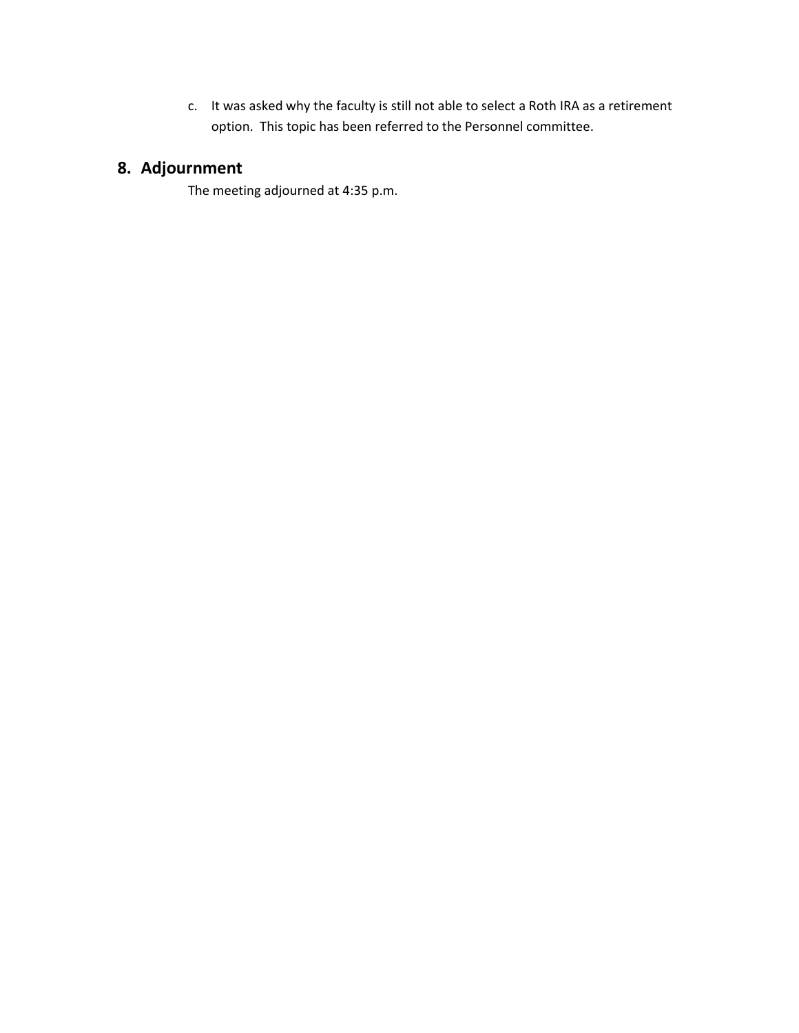c. It was asked why the faculty is still not able to select a Roth IRA as a retirement option. This topic has been referred to the Personnel committee.

## 8. Adjournment

The meeting adjourned at 4:35 p.m.